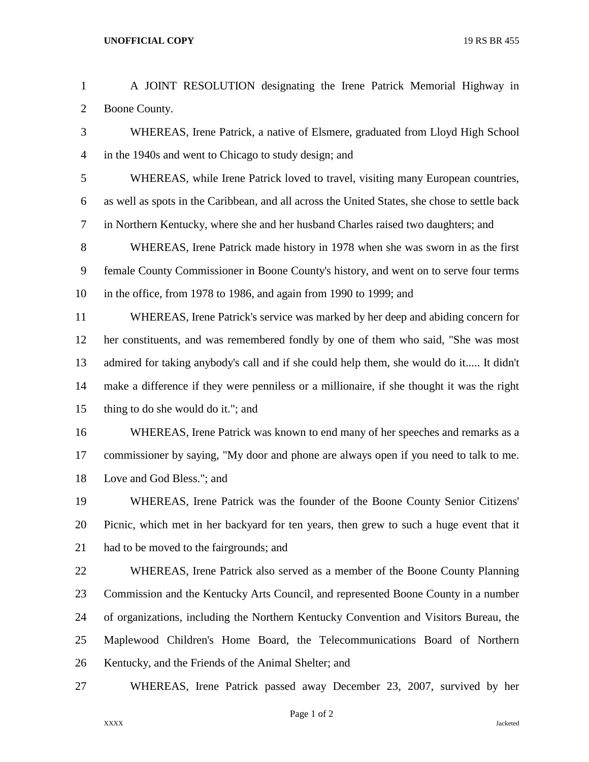A JOINT RESOLUTION designating the Irene Patrick Memorial Highway in Boone County.

WHEREAS, Irene Patrick, a native of Elsmere, graduated from Lloyd High School in the 1940s and went to Chicago to study design; and

WHEREAS, while Irene Patrick loved to travel, visiting many European countries, as well as spots in the Caribbean, and all across the United States, she chose to settle back in Northern Kentucky, where she and her husband Charles raised two daughters; and

WHEREAS, Irene Patrick made history in 1978 when she was sworn in as the first female County Commissioner in Boone County's history, and went on to serve four terms in the office, from 1978 to 1986, and again from 1990 to 1999; and

WHEREAS, Irene Patrick's service was marked by her deep and abiding concern for her constituents, and was remembered fondly by one of them who said, "She was most admired for taking anybody's call and if she could help them, she would do it..... It didn't make a difference if they were penniless or a millionaire, if she thought it was the right thing to do she would do it."; and

WHEREAS, Irene Patrick was known to end many of her speeches and remarks as a commissioner by saying, "My door and phone are always open if you need to talk to me. Love and God Bless."; and

WHEREAS, Irene Patrick was the founder of the Boone County Senior Citizens' Picnic, which met in her backyard for ten years, then grew to such a huge event that it had to be moved to the fairgrounds; and

WHEREAS, Irene Patrick also served as a member of the Boone County Planning Commission and the Kentucky Arts Council, and represented Boone County in a number of organizations, including the Northern Kentucky Convention and Visitors Bureau, the Maplewood Children's Home Board, the Telecommunications Board of Northern Kentucky, and the Friends of the Animal Shelter; and

WHEREAS, Irene Patrick passed away December 23, 2007, survived by her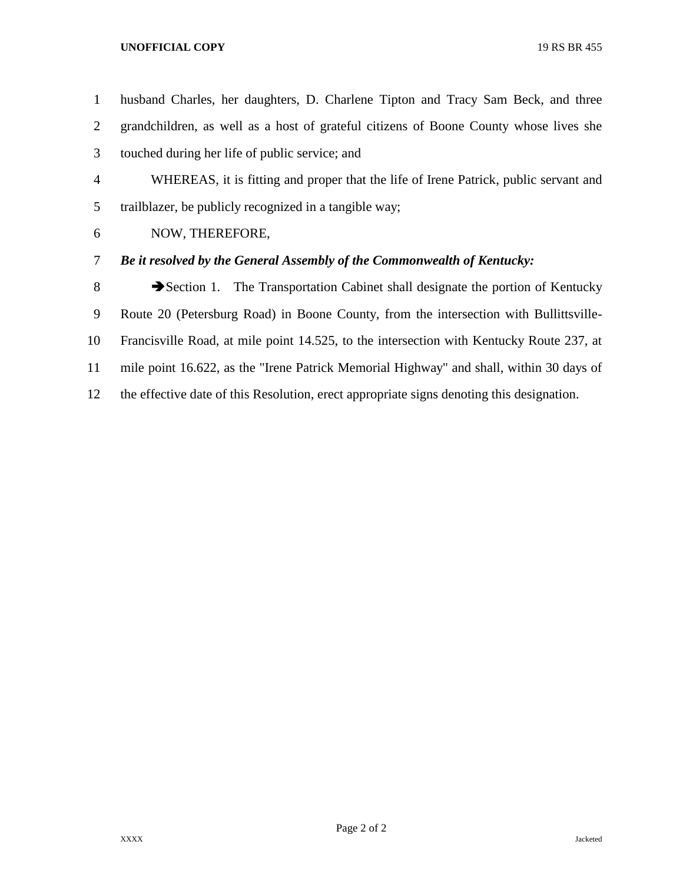husband Charles, her daughters, D. Charlene Tipton and Tracy Sam Beck, and three grandchildren, as well as a host of grateful citizens of Boone County whose lives she touched during her life of public service; and

WHEREAS, it is fitting and proper that the life of Irene Patrick, public servant and trailblazer, be publicly recognized in a tangible way;

NOW, THEREFORE,

***Be it resolved by the General Assembly of the Commonwealth of Kentucky:***

➔Section 1. The Transportation Cabinet shall designate the portion of Kentucky Route 20 (Petersburg Road) in Boone County, from the intersection with Bullittsville-Francisville Road, at mile point 14.525, to the intersection with Kentucky Route 237, at mile point 16.622, as the "Irene Patrick Memorial Highway" and shall, within 30 days of the effective date of this Resolution, erect appropriate signs denoting this designation.